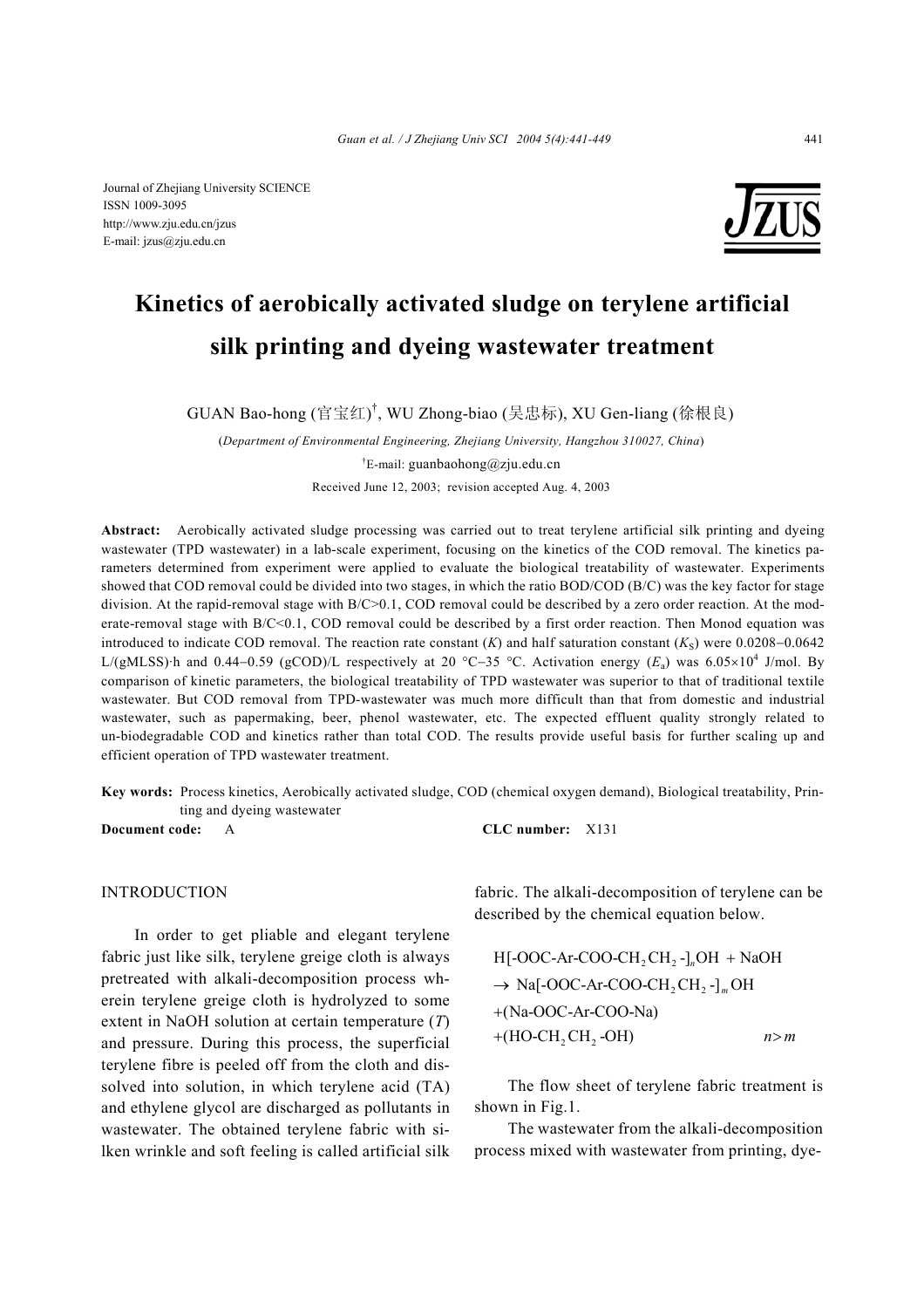Journal of Zhejiang University SCIENCE
ISSN 1009-3095
http://www.zju.edu.cn/jzus
E-mail: jzus@zju.edu.cn

# Kinetics of aerobically activated sludge on terylene artificial silk printing and dyeing wastewater treatment

GUAN Bao-hong (官宝红)[†], WU Zhong-biao (吴忠标), XU Gen-liang (徐根良)

(*Department of Environmental Engineering, Zhejiang University, Hangzhou 310027, China*)

[†]E-mail: guanbaohong@zju.edu.cn

Received June 12, 2003; revision accepted Aug. 4, 2003

**Abstract:** Aerobically activated sludge processing was carried out to treat terylene artificial silk printing and dyeing wastewater (TPD wastewater) in a lab-scale experiment, focusing on the kinetics of the COD removal. The kinetics parameters determined from experiment were applied to evaluate the biological treatability of wastewater. Experiments showed that COD removal could be divided into two stages, in which the ratio BOD/COD (B/C) was the key factor for stage division. At the rapid-removal stage with B/C>0.1, COD removal could be described by a zero order reaction. At the moderate-removal stage with B/C<0.1, COD removal could be described by a first order reaction. Then Monod equation was introduced to indicate COD removal. The reaction rate constant ($K$) and half saturation constant ($K_S$) were 0.0208−0.0642 L/(gMLSS)·h and 0.44−0.59 (gCOD)/L respectively at 20 °C−35 °C. Activation energy ($E_a$) was $6.05\times10^4$ J/mol. By comparison of kinetic parameters, the biological treatability of TPD wastewater was superior to that of traditional textile wastewater. But COD removal from TPD-wastewater was much more difficult than that from domestic and industrial wastewater, such as papermaking, beer, phenol wastewater, etc. The expected effluent quality strongly related to un-biodegradable COD and kinetics rather than total COD. The results provide useful basis for further scaling up and efficient operation of TPD wastewater treatment.

**Key words:** Process kinetics, Aerobically activated sludge, COD (chemical oxygen demand), Biological treatability, Printing and dyeing wastewater

**Document code:** A **CLC number:** X131

## INTRODUCTION

In order to get pliable and elegant terylene fabric just like silk, terylene greige cloth is always pretreated with alkali-decomposition process wherein terylene greige cloth is hydrolyzed to some extent in NaOH solution at certain temperature ($T$) and pressure. During this process, the superficial terylene fibre is peeled off from the cloth and dissolved into solution, in which terylene acid (TA) and ethylene glycol are discharged as pollutants in wastewater. The obtained terylene fabric with silken wrinkle and soft feeling is called artificial silk fabric. The alkali-decomposition of terylene can be described by the chemical equation below.

$$
\begin{aligned}
&\text{H[-OOC-Ar-COO-CH}_2\text{CH}_2\text{-]}_n\text{OH} + \text{NaOH} \\
&\rightarrow \text{Na[-OOC-Ar-COO-CH}_2\text{CH}_2\text{-]}_m\text{OH} \\
&+(\text{Na-OOC-Ar-COO-Na}) \\
&+(\text{HO-CH}_2\text{CH}_2\text{-OH}) \qquad n>m
\end{aligned}
$$

The flow sheet of terylene fabric treatment is shown in Fig.1.

The wastewater from the alkali-decomposition process mixed with wastewater from printing, dye-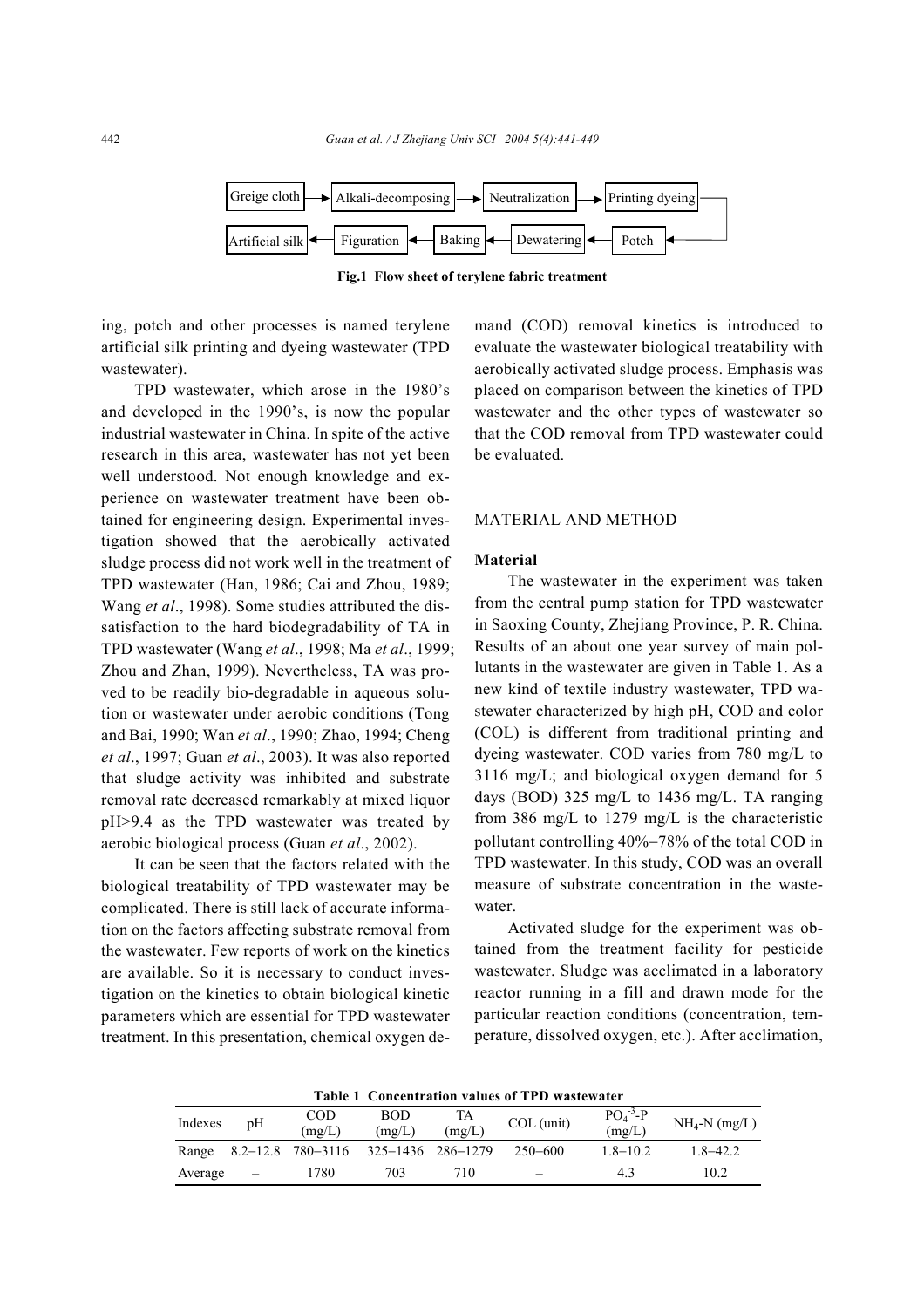Greige cloth → Alkali-decomposing → Neutralization → Printing dyeing → Potch → Dewatering → Baking → Figuration → Artificial silk

**Fig.1 Flow sheet of terylene fabric treatment**

ing, potch and other processes is named terylene artificial silk printing and dyeing wastewater (TPD wastewater).

TPD wastewater, which arose in the 1980's and developed in the 1990's, is now the popular industrial wastewater in China. In spite of the active research in this area, wastewater has not yet been well understood. Not enough knowledge and experience on wastewater treatment have been obtained for engineering design. Experimental investigation showed that the aerobically activated sludge process did not work well in the treatment of TPD wastewater (Han, 1986; Cai and Zhou, 1989; Wang *et al*., 1998). Some studies attributed the dissatisfaction to the hard biodegradability of TA in TPD wastewater (Wang *et al*., 1998; Ma *et al*., 1999; Zhou and Zhan, 1999). Nevertheless, TA was proved to be readily bio-degradable in aqueous solution or wastewater under aerobic conditions (Tong and Bai, 1990; Wan *et al*., 1990; Zhao, 1994; Cheng *et al*., 1997; Guan *et al*., 2003). It was also reported that sludge activity was inhibited and substrate removal rate decreased remarkably at mixed liquor pH>9.4 as the TPD wastewater was treated by aerobic biological process (Guan *et al*., 2002).

It can be seen that the factors related with the biological treatability of TPD wastewater may be complicated. There is still lack of accurate information on the factors affecting substrate removal from the wastewater. Few reports of work on the kinetics are available. So it is necessary to conduct investigation on the kinetics to obtain biological kinetic parameters which are essential for TPD wastewater treatment. In this presentation, chemical oxygen demand (COD) removal kinetics is introduced to evaluate the wastewater biological treatability with aerobically activated sludge process. Emphasis was placed on comparison between the kinetics of TPD wastewater and the other types of wastewater so that the COD removal from TPD wastewater could be evaluated.

## MATERIAL AND METHOD

### Material

The wastewater in the experiment was taken from the central pump station for TPD wastewater in Saoxing County, Zhejiang Province, P. R. China. Results of an about one year survey of main pollutants in the wastewater are given in Table 1. As a new kind of textile industry wastewater, TPD wastewater characterized by high pH, COD and color (COL) is different from traditional printing and dyeing wastewater. COD varies from 780 mg/L to 3116 mg/L; and biological oxygen demand for 5 days (BOD) 325 mg/L to 1436 mg/L. TA ranging from 386 mg/L to 1279 mg/L is the characteristic pollutant controlling 40%−78% of the total COD in TPD wastewater. In this study, COD was an overall measure of substrate concentration in the wastewater.

Activated sludge for the experiment was obtained from the treatment facility for pesticide wastewater. Sludge was acclimated in a laboratory reactor running in a fill and drawn mode for the particular reaction conditions (concentration, temperature, dissolved oxygen, etc.). After acclimation,

**Table 1 Concentration values of TPD wastewater**

| Indexes | pH | COD (mg/L) | BOD (mg/L) | TA (mg/L) | COL (unit) | $PO_4^{-3}$-P (mg/L) | $NH_4$-N (mg/L) |
|---|---|---|---|---|---|---|---|
| Range | 8.2–12.8 | 780–3116 | 325–1436 | 286–1279 | 250–600 | 1.8–10.2 | 1.8–42.2 |
| Average | – | 1780 | 703 | 710 | – | 4.3 | 10.2 |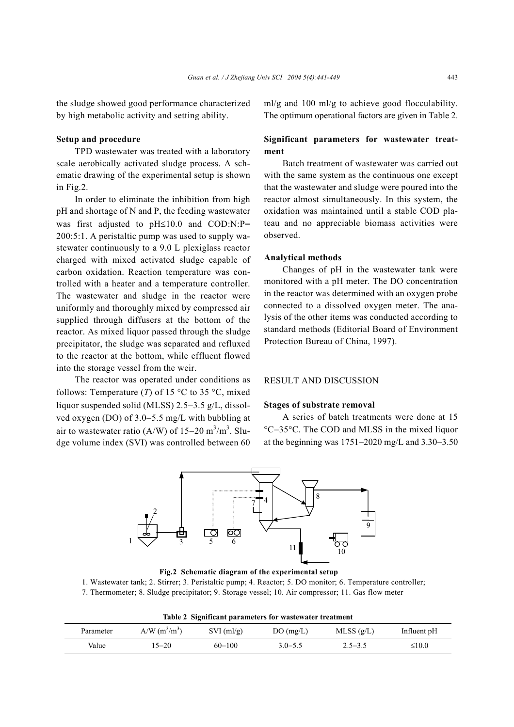the sludge showed good performance characterized by high metabolic activity and setting ability.

### Setup and procedure

TPD wastewater was treated with a laboratory scale aerobically activated sludge process. A schematic drawing of the experimental setup is shown in Fig.2.

In order to eliminate the inhibition from high pH and shortage of N and P, the feeding wastewater was first adjusted to pH≤10.0 and COD:N:P= 200:5:1. A peristaltic pump was used to supply wastewater continuously to a 9.0 L plexiglass reactor charged with mixed activated sludge capable of carbon oxidation. Reaction temperature was controlled with a heater and a temperature controller. The wastewater and sludge in the reactor were uniformly and thoroughly mixed by compressed air supplied through diffusers at the bottom of the reactor. As mixed liquor passed through the sludge precipitator, the sludge was separated and refluxed to the reactor at the bottom, while effluent flowed into the storage vessel from the weir.

The reactor was operated under conditions as follows: Temperature ($T$) of 15 °C to 35 °C, mixed liquor suspended solid (MLSS) 2.5−3.5 g/L, dissolved oxygen (DO) of 3.0−5.5 mg/L with bubbling at air to wastewater ratio (A/W) of 15−20 $m^3/m^3$. Sludge volume index (SVI) was controlled between 60 ml/g and 100 ml/g to achieve good flocculability. The optimum operational factors are given in Table 2.

### Significant parameters for wastewater treatment

Batch treatment of wastewater was carried out with the same system as the continuous one except that the wastewater and sludge were poured into the reactor almost simultaneously. In this system, the oxidation was maintained until a stable COD plateau and no appreciable biomass activities were observed.

### Analytical methods

Changes of pH in the wastewater tank were monitored with a pH meter. The DO concentration in the reactor was determined with an oxygen probe connected to a dissolved oxygen meter. The analysis of the other items was conducted according to standard methods (Editorial Board of Environment Protection Bureau of China, 1997).

## RESULT AND DISCUSSION

### Stages of substrate removal

A series of batch treatments were done at 15 °C−35°C. The COD and MLSS in the mixed liquor at the beginning was 1751−2020 mg/L and 3.30−3.50

**Fig.2 Schematic diagram of the experimental setup**

1. Wastewater tank; 2. Stirrer; 3. Peristaltic pump; 4. Reactor; 5. DO monitor; 6. Temperature controller; 7. Thermometer; 8. Sludge precipitator; 9. Storage vessel; 10. Air compressor; 11. Gas flow meter

**Table 2 Significant parameters for wastewater treatment**

| Parameter | A/W ($m^3/m^3$) | SVI (ml/g) | DO (mg/L) | MLSS (g/L) | Influent pH |
|---|---|---|---|---|---|
| Value | 15−20 | 60−100 | 3.0−5.5 | 2.5−3.5 | ≤10.0 |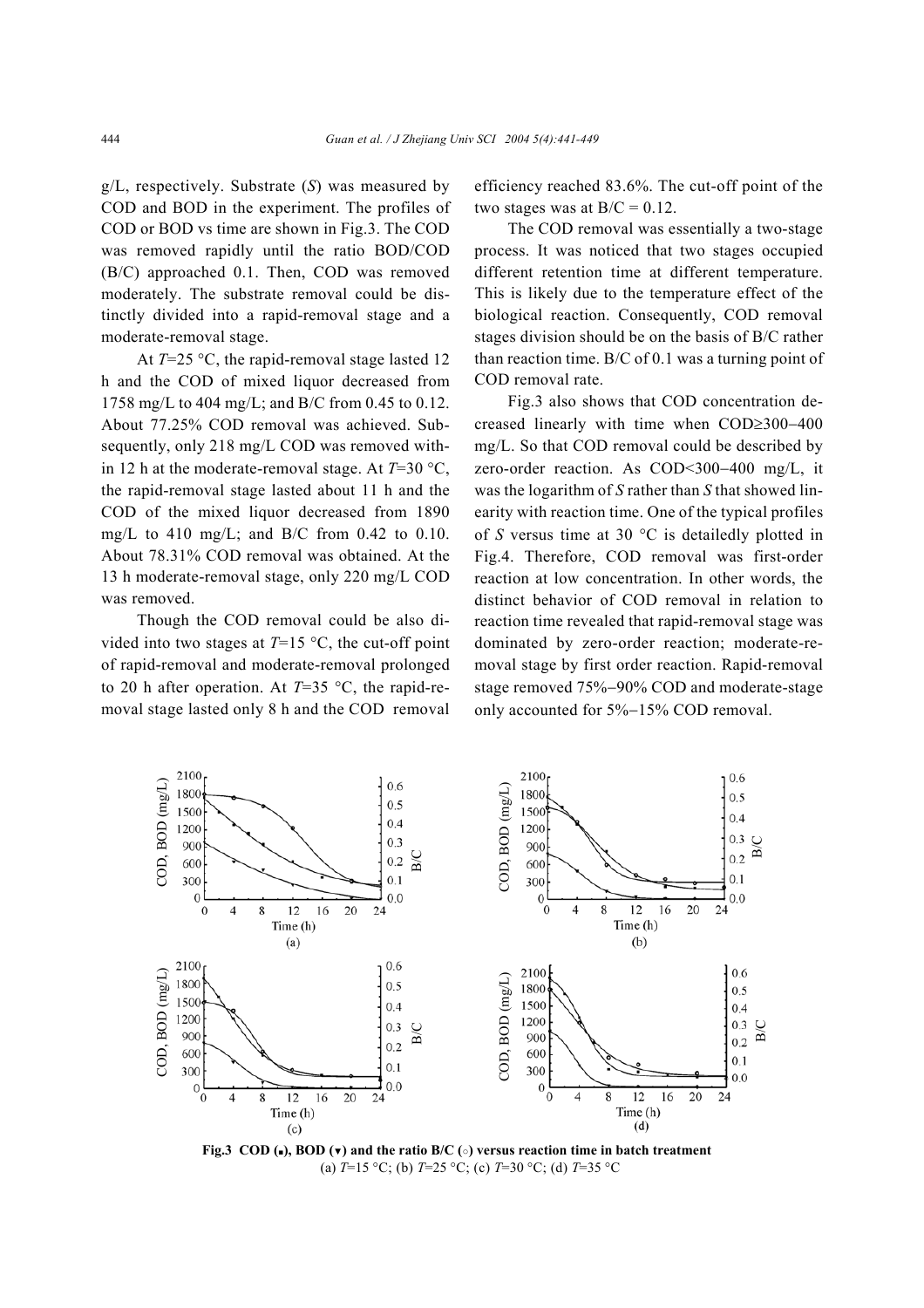g/L, respectively. Substrate ($S$) was measured by COD and BOD in the experiment. The profiles of COD or BOD vs time are shown in Fig.3. The COD was removed rapidly until the ratio BOD/COD (B/C) approached 0.1. Then, COD was removed moderately. The substrate removal could be distinctly divided into a rapid-removal stage and a moderate-removal stage.

At $T$=25 °C, the rapid-removal stage lasted 12 h and the COD of mixed liquor decreased from 1758 mg/L to 404 mg/L; and B/C from 0.45 to 0.12. About 77.25% COD removal was achieved. Subsequently, only 218 mg/L COD was removed within 12 h at the moderate-removal stage. At $T$=30 °C, the rapid-removal stage lasted about 11 h and the COD of the mixed liquor decreased from 1890 mg/L to 410 mg/L; and B/C from 0.42 to 0.10. About 78.31% COD removal was obtained. At the 13 h moderate-removal stage, only 220 mg/L COD was removed.

Though the COD removal could be also divided into two stages at $T$=15 °C, the cut-off point of rapid-removal and moderate-removal prolonged to 20 h after operation. At $T$=35 °C, the rapid-removal stage lasted only 8 h and the COD removal efficiency reached 83.6%. The cut-off point of the two stages was at B/C = 0.12.

The COD removal was essentially a two-stage process. It was noticed that two stages occupied different retention time at different temperature. This is likely due to the temperature effect of the biological reaction. Consequently, COD removal stages division should be on the basis of B/C rather than reaction time. B/C of 0.1 was a turning point of COD removal rate.

Fig.3 also shows that COD concentration decreased linearly with time when COD≥300−400 mg/L. So that COD removal could be described by zero-order reaction. As COD<300−400 mg/L, it was the logarithm of $S$ rather than $S$ that showed linearity with reaction time. One of the typical profiles of $S$ versus time at 30 °C is detailedly plotted in Fig.4. Therefore, COD removal was first-order reaction at low concentration. In other words, the distinct behavior of COD removal in relation to reaction time revealed that rapid-removal stage was dominated by zero-order reaction; moderate-removal stage by first order reaction. Rapid-removal stage removed 75%−90% COD and moderate-stage only accounted for 5%−15% COD removal.

**Fig.3 COD (▪), BOD (▾) and the ratio B/C (○) versus reaction time in batch treatment**
(a) $T$=15 °C; (b) $T$=25 °C; (c) $T$=30 °C; (d) $T$=35 °C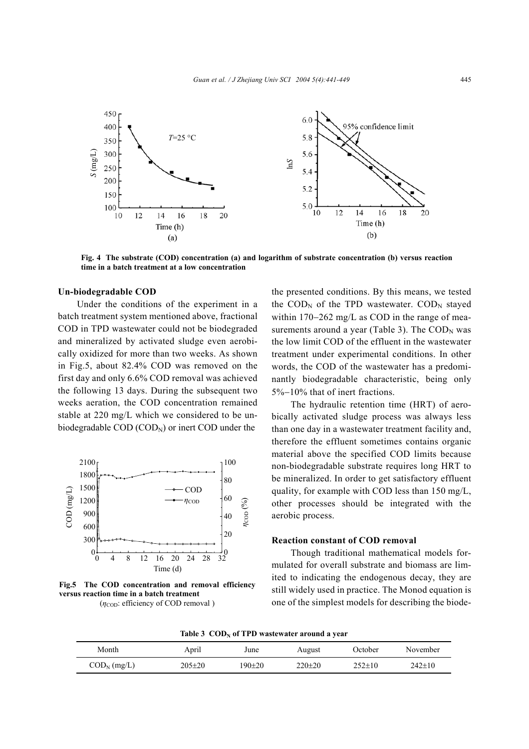Fig. 4 The substrate (COD) concentration (a) and logarithm of substrate concentration (b) versus reaction time in a batch treatment at a low concentration

### Un-biodegradable COD

Under the conditions of the experiment in a batch treatment system mentioned above, fractional COD in TPD wastewater could not be biodegraded and mineralized by activated sludge even aerobically oxidized for more than two weeks. As shown in Fig.5, about 82.4% COD was removed on the first day and only 6.6% COD removal was achieved the following 13 days. During the subsequent two weeks aeration, the COD concentration remained stable at 220 mg/L which we considered to be un-biodegradable COD ($COD_N$) or inert COD under the presented conditions. By this means, we tested the $COD_N$ of the TPD wastewater. $COD_N$ stayed within 170−262 mg/L as COD in the range of measurements around a year (Table 3). The $COD_N$ was the low limit COD of the effluent in the wastewater treatment under experimental conditions. In other words, the COD of the wastewater has a predominantly biodegradable characteristic, being only 5%−10% that of inert fractions.

Fig.5 The COD concentration and removal efficiency versus reaction time in a batch treatment
($\eta_{COD}$: efficiency of COD removal )

The hydraulic retention time (HRT) of aerobically activated sludge process was always less than one day in a wastewater treatment facility and, therefore the effluent sometimes contains organic material above the specified COD limits because non-biodegradable substrate requires long HRT to be mineralized. In order to get satisfactory effluent quality, for example with COD less than 150 mg/L, other processes should be integrated with the aerobic process.

### Reaction constant of COD removal

Though traditional mathematical models formulated for overall substrate and biomass are limited to indicating the endogenous decay, they are still widely used in practice. The Monod equation is one of the simplest models for describing the biode-

**Table 3 $COD_N$ of TPD wastewater around a year**

| Month | April | June | August | October | November |
|---|---|---|---|---|---|
| $COD_N$ (mg/L) | 205±20 | 190±20 | 220±20 | 252±10 | 242±10 |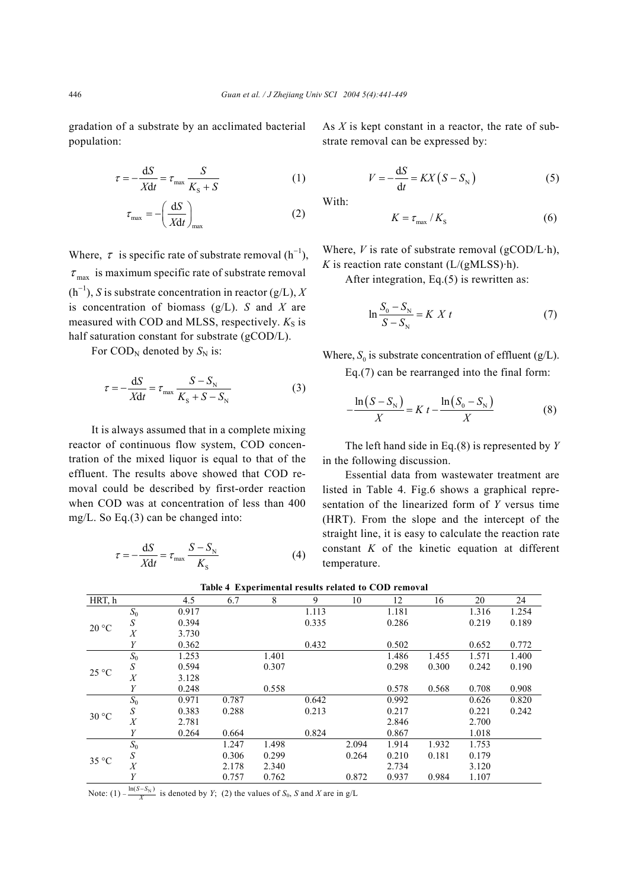gradation of a substrate by an acclimated bacterial population:

$$\tau = -\frac{\mathrm{d}S}{X\mathrm{d}t} = \tau_{\max}\frac{S}{K_{\mathrm{S}} + S} \tag{1}$$

$$\tau_{\max} = -\left(\frac{\mathrm{d}S}{X\mathrm{d}t}\right)_{\max} \tag{2}$$

Where, $\tau$ is specific rate of substrate removal ($\mathrm{h}^{-1}$), $\tau_{\max}$ is maximum specific rate of substrate removal ($\mathrm{h}^{-1}$), $S$ is substrate concentration in reactor (g/L), $X$ is concentration of biomass (g/L). $S$ and $X$ are measured with COD and MLSS, respectively. $K_{\mathrm{S}}$ is half saturation constant for substrate (gCOD/L).

For $\mathrm{COD_N}$ denoted by $S_{\mathrm{N}}$ is:

$$\tau = -\frac{\mathrm{d}S}{X\mathrm{d}t} = \tau_{\max}\frac{S - S_{\mathrm{N}}}{K_{\mathrm{S}} + S - S_{\mathrm{N}}} \tag{3}$$

It is always assumed that in a complete mixing reactor of continuous flow system, COD concentration of the mixed liquor is equal to that of the effluent. The results above showed that COD removal could be described by first-order reaction when COD was at concentration of less than 400 mg/L. So Eq.(3) can be changed into:

$$\tau = -\frac{\mathrm{d}S}{X\mathrm{d}t} = \tau_{\max}\frac{S - S_{\mathrm{N}}}{K_{\mathrm{S}}} \tag{4}$$

As $X$ is kept constant in a reactor, the rate of substrate removal can be expressed by:

$$V = -\frac{\mathrm{d}S}{\mathrm{d}t} = KX\left(S - S_{\mathrm{N}}\right) \tag{5}$$

With:

$$K = \tau_{\max} / K_{\mathrm{S}} \tag{6}$$

Where, $V$ is rate of substrate removal (gCOD/L·h), $K$ is reaction rate constant (L/(gMLSS)·h).

After integration, Eq.(5) is rewritten as:

$$\ln\frac{S_0 - S_{\mathrm{N}}}{S - S_{\mathrm{N}}} = K\ X\ t \tag{7}$$

Where, $S_0$ is substrate concentration of effluent (g/L).

Eq.(7) can be rearranged into the final form:

$$-\frac{\ln\left(S - S_{\mathrm{N}}\right)}{X} = K\ t - \frac{\ln\left(S_0 - S_{\mathrm{N}}\right)}{X} \tag{8}$$

The left hand side in Eq.(8) is represented by $Y$ in the following discussion.

Essential data from wastewater treatment are listed in Table 4. Fig.6 shows a graphical representation of the linearized form of $Y$ versus time (HRT). From the slope and the intercept of the straight line, it is easy to calculate the reaction rate constant $K$ of the kinetic equation at different temperature.

**Table 4 Experimental results related to COD removal**

| HRT, h | | 4.5 | 6.7 | 8 | 9 | 10 | 12 | 16 | 20 | 24 |
|---|---|---|---|---|---|---|---|---|---|---|
| 20 °C | $S_0$ | 0.917 | | | 1.113 | | 1.181 | | 1.316 | 1.254 |
| | $S$ | 0.394 | | | 0.335 | | 0.286 | | 0.219 | 0.189 |
| | $X$ | 3.730 | | | | | | | | |
| | $Y$ | 0.362 | | | 0.432 | | 0.502 | | 0.652 | 0.772 |
| 25 °C | $S_0$ | 1.253 | | 1.401 | | | 1.486 | 1.455 | 1.571 | 1.400 |
| | $S$ | 0.594 | | 0.307 | | | 0.298 | 0.300 | 0.242 | 0.190 |
| | $X$ | 3.128 | | | | | | | | |
| | $Y$ | 0.248 | | 0.558 | | | 0.578 | 0.568 | 0.708 | 0.908 |
| 30 °C | $S_0$ | 0.971 | 0.787 | | 0.642 | | 0.992 | | 0.626 | 0.820 |
| | $S$ | 0.383 | 0.288 | | 0.213 | | 0.217 | | 0.221 | 0.242 |
| | $X$ | 2.781 | | | | | 2.846 | | 2.700 | |
| | $Y$ | 0.264 | 0.664 | | 0.824 | | 0.867 | | 1.018 | |
| 35 °C | $S_0$ | | 1.247 | 1.498 | | 2.094 | 1.914 | 1.932 | 1.753 | |
| | $S$ | | 0.306 | 0.299 | | 0.264 | 0.210 | 0.181 | 0.179 | |
| | $X$ | | 2.178 | 2.340 | | | 2.734 | | 3.120 | |
| | $Y$ | | 0.757 | 0.762 | | 0.872 | 0.937 | 0.984 | 1.107 | |

Note: (1) $-\frac{\ln(S - S_{\mathrm{N}})}{X}$ is denoted by $Y$; (2) the values of $S_0$, $S$ and $X$ are in g/L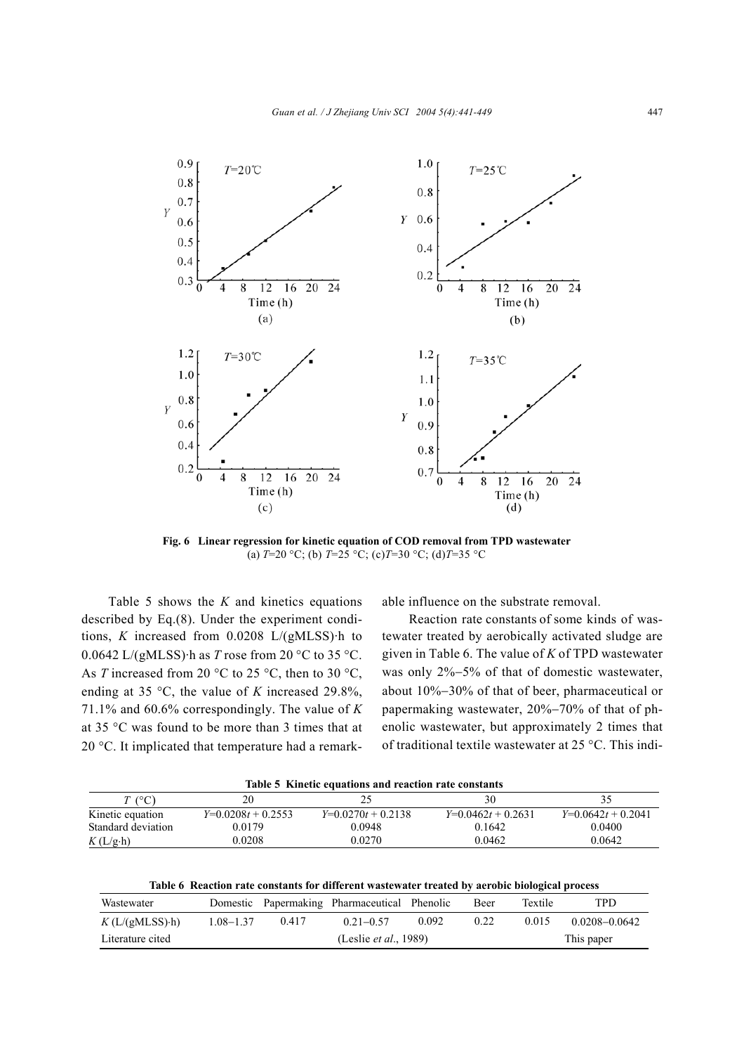**Fig. 6 Linear regression for kinetic equation of COD removal from TPD wastewater**
(a) $T$=20 °C; (b) $T$=25 °C; (c) $T$=30 °C; (d) $T$=35 °C

Table 5 shows the $K$ and kinetics equations described by Eq.(8). Under the experiment conditions, $K$ increased from 0.0208 L/(gMLSS)·h to 0.0642 L/(gMLSS)·h as $T$ rose from 20 °C to 35 °C. As $T$ increased from 20 °C to 25 °C, then to 30 °C, ending at 35 °C, the value of $K$ increased 29.8%, 71.1% and 60.6% correspondingly. The value of $K$ at 35 °C was found to be more than 3 times that at 20 °C. It implicated that temperature had a remarkable influence on the substrate removal.

Reaction rate constants of some kinds of wastewater treated by aerobically activated sludge are given in Table 6. The value of $K$ of TPD wastewater was only 2%–5% of that of domestic wastewater, about 10%–30% of that of beer, pharmaceutical or papermaking wastewater, 20%–70% of that of phenolic wastewater, but approximately 2 times that of traditional textile wastewater at 25 °C. This indi-

**Table 5 Kinetic equations and reaction rate constants**

| $T$ (°C) | 20 | 25 | 30 | 35 |
|---|---|---|---|---|
| Kinetic equation | $Y$=0.0208$t$ + 0.2553 | $Y$=0.0270$t$ + 0.2138 | $Y$=0.0462$t$ + 0.2631 | $Y$=0.0642$t$ + 0.2041 |
| Standard deviation | 0.0179 | 0.0948 | 0.1642 | 0.0400 |
| $K$ (L/g·h) | 0.0208 | 0.0270 | 0.0462 | 0.0642 |

**Table 6 Reaction rate constants for different wastewater treated by aerobic biological process**

| Wastewater | Domestic | Papermaking | Pharmaceutical | Phenolic | Beer | Textile | TPD |
|---|---|---|---|---|---|---|---|
| $K$ (L/(gMLSS)·h) | 1.08–1.37 | 0.417 | 0.21–0.57 | 0.092 | 0.22 | 0.015 | 0.0208–0.0642 |
| Literature cited | | | (Leslie *et al.*, 1989) | | | | This paper |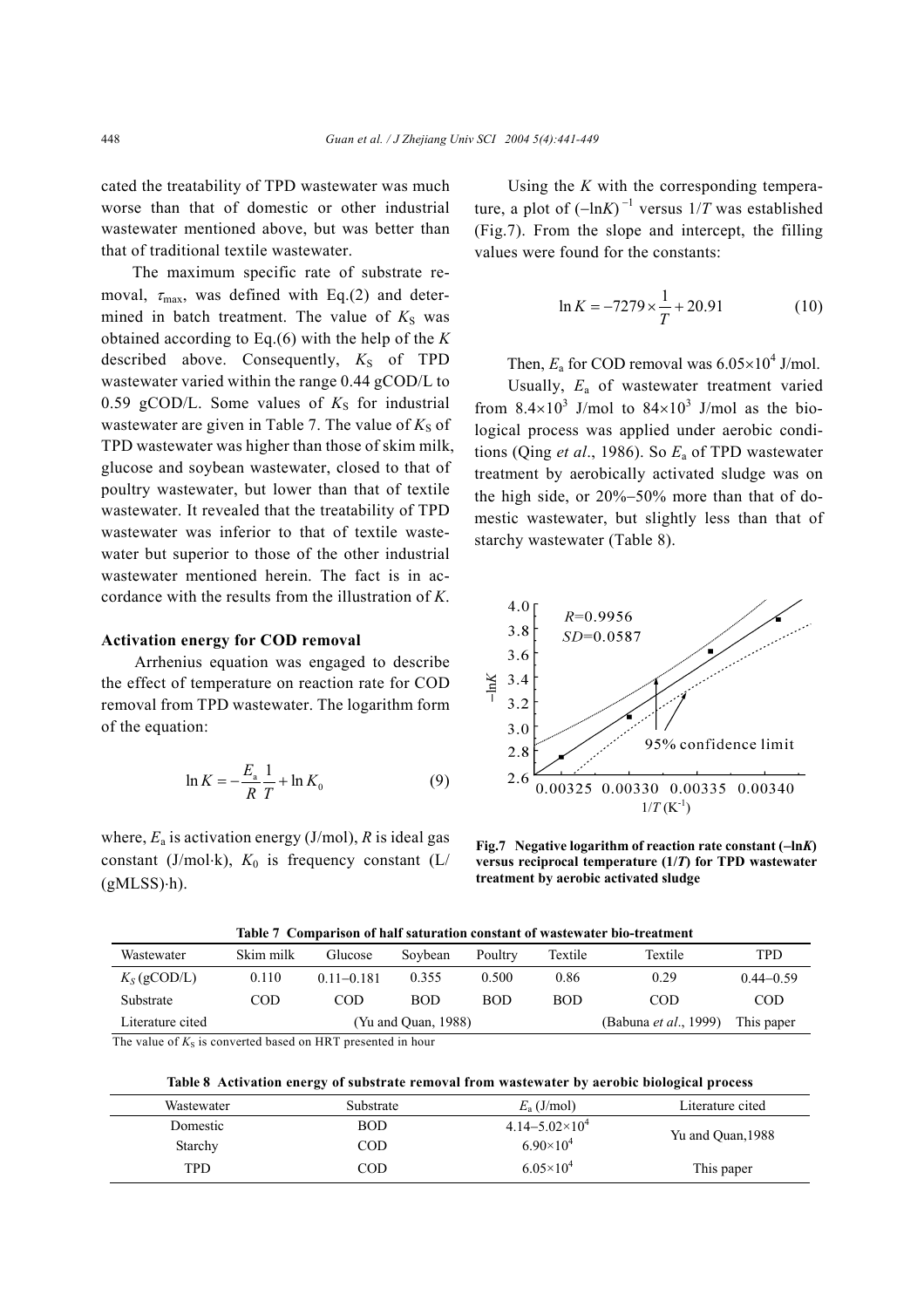cated the treatability of TPD wastewater was much worse than that of domestic or other industrial wastewater mentioned above, but was better than that of traditional textile wastewater.

The maximum specific rate of substrate removal, $\tau_{max}$, was defined with Eq.(2) and determined in batch treatment. The value of $K_S$ was obtained according to Eq.(6) with the help of the $K$ described above. Consequently, $K_S$ of TPD wastewater varied within the range 0.44 gCOD/L to 0.59 gCOD/L. Some values of $K_S$ for industrial wastewater are given in Table 7. The value of $K_S$ of TPD wastewater was higher than those of skim milk, glucose and soybean wastewater, closed to that of poultry wastewater, but lower than that of textile wastewater. It revealed that the treatability of TPD wastewater was inferior to that of textile wastewater but superior to those of the other industrial wastewater mentioned herein. The fact is in accordance with the results from the illustration of $K$.

**Activation energy for COD removal**

Arrhenius equation was engaged to describe the effect of temperature on reaction rate for COD removal from TPD wastewater. The logarithm form of the equation:

$$\ln K = -\frac{E_a}{R}\frac{1}{T} + \ln K_0 \tag{9}$$

where, $E_a$ is activation energy (J/mol), $R$ is ideal gas constant (J/mol·k), $K_0$ is frequency constant (L/(gMLSS)·h).

Using the $K$ with the corresponding temperature, a plot of $(-\ln K)^{-1}$ versus $1/T$ was established (Fig.7). From the slope and intercept, the filling values were found for the constants:

$$\ln K = -7279 \times \frac{1}{T} + 20.91 \tag{10}$$

Then, $E_a$ for COD removal was $6.05\times10^4$ J/mol.

Usually, $E_a$ of wastewater treatment varied from $8.4\times10^3$ J/mol to $84\times10^3$ J/mol as the biological process was applied under aerobic conditions (Qing *et al*., 1986). So $E_a$ of TPD wastewater treatment by aerobically activated sludge was on the high side, or 20%–50% more than that of domestic wastewater, but slightly less than that of starchy wastewater (Table 8).

**Fig.7 Negative logarithm of reaction rate constant (−ln*K*) versus reciprocal temperature (1/*T*) for TPD wastewater treatment by aerobic activated sludge**

**Table 7 Comparison of half saturation constant of wastewater bio-treatment**

| Wastewater | Skim milk | Glucose | Soybean | Poultry | Textile | Textile | TPD |
|---|---|---|---|---|---|---|---|
| $K_S$ (gCOD/L) | 0.110 | 0.11–0.181 | 0.355 | 0.500 | 0.86 | 0.29 | 0.44–0.59 |
| Substrate | COD | COD | BOD | BOD | BOD | COD | COD |
| Literature cited | (Yu and Quan, 1988) | | | | | (Babuna *et al*., 1999) | This paper |

The value of $K_S$ is converted based on HRT presented in hour

**Table 8 Activation energy of substrate removal from wastewater by aerobic biological process**

| Wastewater | Substrate | $E_a$ (J/mol) | Literature cited |
|---|---|---|---|
| Domestic | BOD | $4.14–5.02\times10^4$ | Yu and Quan,1988 |
| Starchy | COD | $6.90\times10^4$ | |
| TPD | COD | $6.05\times10^4$ | This paper |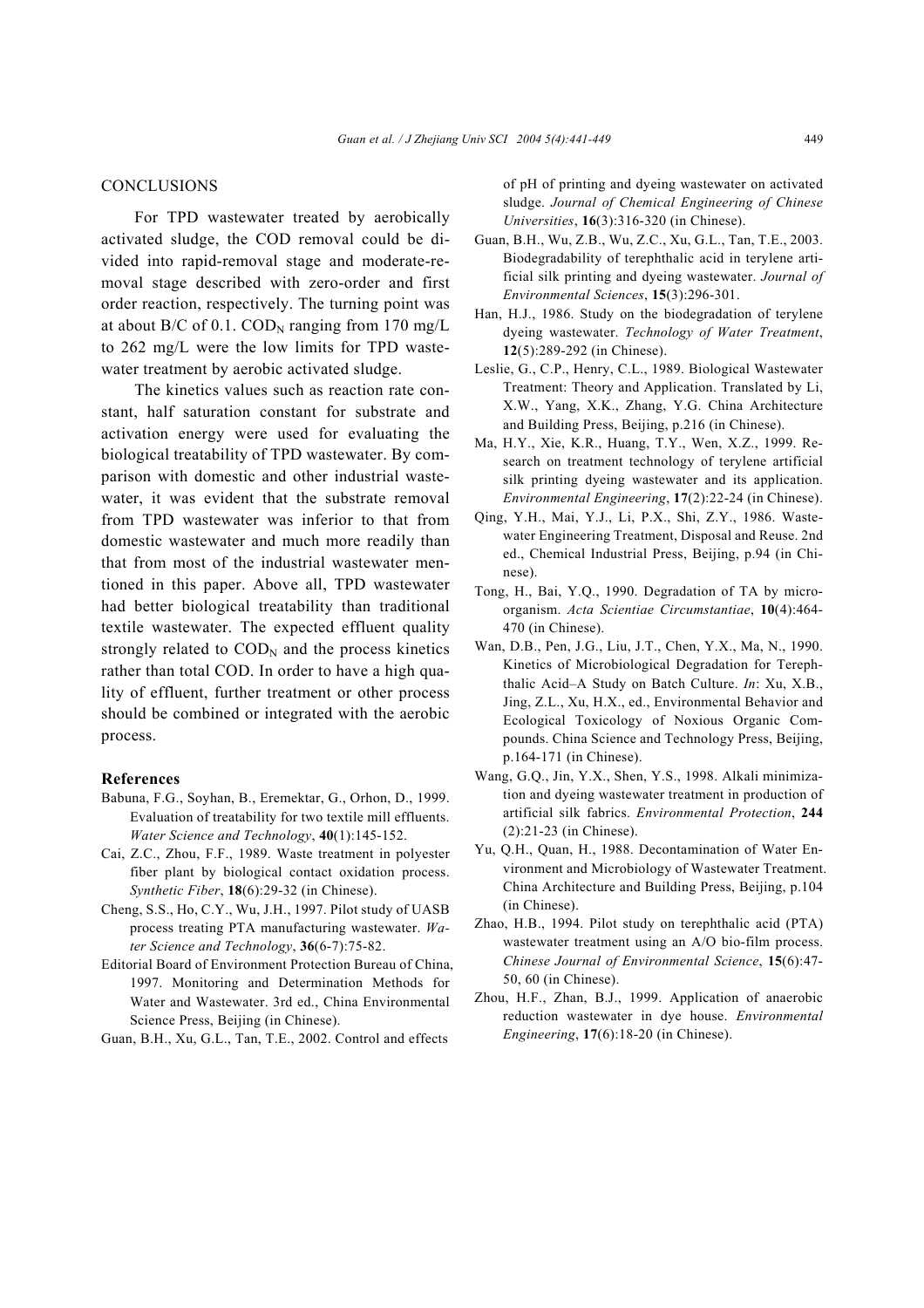## CONCLUSIONS

For TPD wastewater treated by aerobically activated sludge, the COD removal could be divided into rapid-removal stage and moderate-removal stage described with zero-order and first order reaction, respectively. The turning point was at about B/C of 0.1. $COD_N$ ranging from 170 mg/L to 262 mg/L were the low limits for TPD wastewater treatment by aerobic activated sludge.

The kinetics values such as reaction rate constant, half saturation constant for substrate and activation energy were used for evaluating the biological treatability of TPD wastewater. By comparison with domestic and other industrial wastewater, it was evident that the substrate removal from TPD wastewater was inferior to that from domestic wastewater and much more readily than that from most of the industrial wastewater mentioned in this paper. Above all, TPD wastewater had better biological treatability than traditional textile wastewater. The expected effluent quality strongly related to $COD_N$ and the process kinetics rather than total COD. In order to have a high quality of effluent, further treatment or other process should be combined or integrated with the aerobic process.

### References

Babuna, F.G., Soyhan, B., Eremektar, G., Orhon, D., 1999. Evaluation of treatability for two textile mill effluents. *Water Science and Technology*, **40**(1):145-152.

Cai, Z.C., Zhou, F.F., 1989. Waste treatment in polyester fiber plant by biological contact oxidation process. *Synthetic Fiber*, **18**(6):29-32 (in Chinese).

Cheng, S.S., Ho, C.Y., Wu, J.H., 1997. Pilot study of UASB process treating PTA manufacturing wastewater. *Water Science and Technology*, **36**(6-7):75-82.

Editorial Board of Environment Protection Bureau of China, 1997. Monitoring and Determination Methods for Water and Wastewater. 3rd ed., China Environmental Science Press, Beijing (in Chinese).

Guan, B.H., Xu, G.L., Tan, T.E., 2002. Control and effects of pH of printing and dyeing wastewater on activated sludge. *Journal of Chemical Engineering of Chinese Universities*, **16**(3):316-320 (in Chinese).

Guan, B.H., Wu, Z.B., Wu, Z.C., Xu, G.L., Tan, T.E., 2003. Biodegradability of terephthalic acid in terylene artificial silk printing and dyeing wastewater. *Journal of Environmental Sciences*, **15**(3):296-301.

Han, H.J., 1986. Study on the biodegradation of terylene dyeing wastewater. *Technology of Water Treatment*, **12**(5):289-292 (in Chinese).

Leslie, G., C.P., Henry, C.L., 1989. Biological Wastewater Treatment: Theory and Application. Translated by Li, X.W., Yang, X.K., Zhang, Y.G. China Architecture and Building Press, Beijing, p.216 (in Chinese).

Ma, H.Y., Xie, K.R., Huang, T.Y., Wen, X.Z., 1999. Research on treatment technology of terylene artificial silk printing dyeing wastewater and its application. *Environmental Engineering*, **17**(2):22-24 (in Chinese).

Qing, Y.H., Mai, Y.J., Li, P.X., Shi, Z.Y., 1986. Wastewater Engineering Treatment, Disposal and Reuse. 2nd ed., Chemical Industrial Press, Beijing, p.94 (in Chinese).

Tong, H., Bai, Y.Q., 1990. Degradation of TA by microorganism. *Acta Scientiae Circumstantiae*, **10**(4):464-470 (in Chinese).

Wan, D.B., Pen, J.G., Liu, J.T., Chen, Y.X., Ma, N., 1990. Kinetics of Microbiological Degradation for Terephthalic Acid–A Study on Batch Culture. *In*: Xu, X.B., Jing, Z.L., Xu, H.X., ed., Environmental Behavior and Ecological Toxicology of Noxious Organic Compounds. China Science and Technology Press, Beijing, p.164-171 (in Chinese).

Wang, G.Q., Jin, Y.X., Shen, Y.S., 1998. Alkali minimization and dyeing wastewater treatment in production of artificial silk fabrics. *Environmental Protection*, **244** (2):21-23 (in Chinese).

Yu, Q.H., Quan, H., 1988. Decontamination of Water Environment and Microbiology of Wastewater Treatment. China Architecture and Building Press, Beijing, p.104 (in Chinese).

Zhao, H.B., 1994. Pilot study on terephthalic acid (PTA) wastewater treatment using an A/O bio-film process. *Chinese Journal of Environmental Science*, **15**(6):47-50, 60 (in Chinese).

Zhou, H.F., Zhan, B.J., 1999. Application of anaerobic reduction wastewater in dye house. *Environmental Engineering*, **17**(6):18-20 (in Chinese).